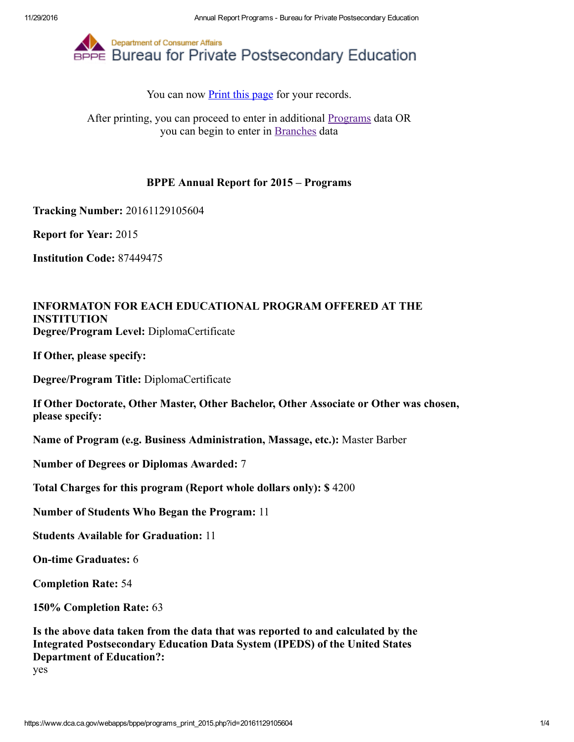Department of Consumer Affairs

# Bureau for Private Postsecondary Education

You can now Print this page for your records.

After printing, you can proceed to enter in additional Programs data OR you can begin to enter in Branches data

## BPPE Annual Report for 2015 – Programs

**Tracking Number:** 20161129105604

**Report for Year:** 2015

**Institution Code:** 87449475

**INFORMATON FOR EACH EDUCATIONAL PROGRAM OFFERED AT THE INSTITUTION**

**Degree/Program Level:** DiplomaCertificate

**If Other, please specify:**

**Degree/Program Title:** DiplomaCertificate

**If Other Doctorate, Other Master, Other Bachelor, Other Associate or Other was chosen, please specify:**

**Name of Program (e.g. Business Administration, Massage, etc.):** Master Barber

**Number of Degrees or Diplomas Awarded:** 7

**Total Charges for this program (Report whole dollars only): $** 4200

**Number of Students Who Began the Program:** 11

**Students Available for Graduation:** 11

**On-time Graduates:** 6

**Completion Rate:** 54

**150% Completion Rate:** 63

**Is the above data taken from the data that was reported to and calculated by the Integrated Postsecondary Education Data System (IPEDS) of the United States Department of Education?:**
yes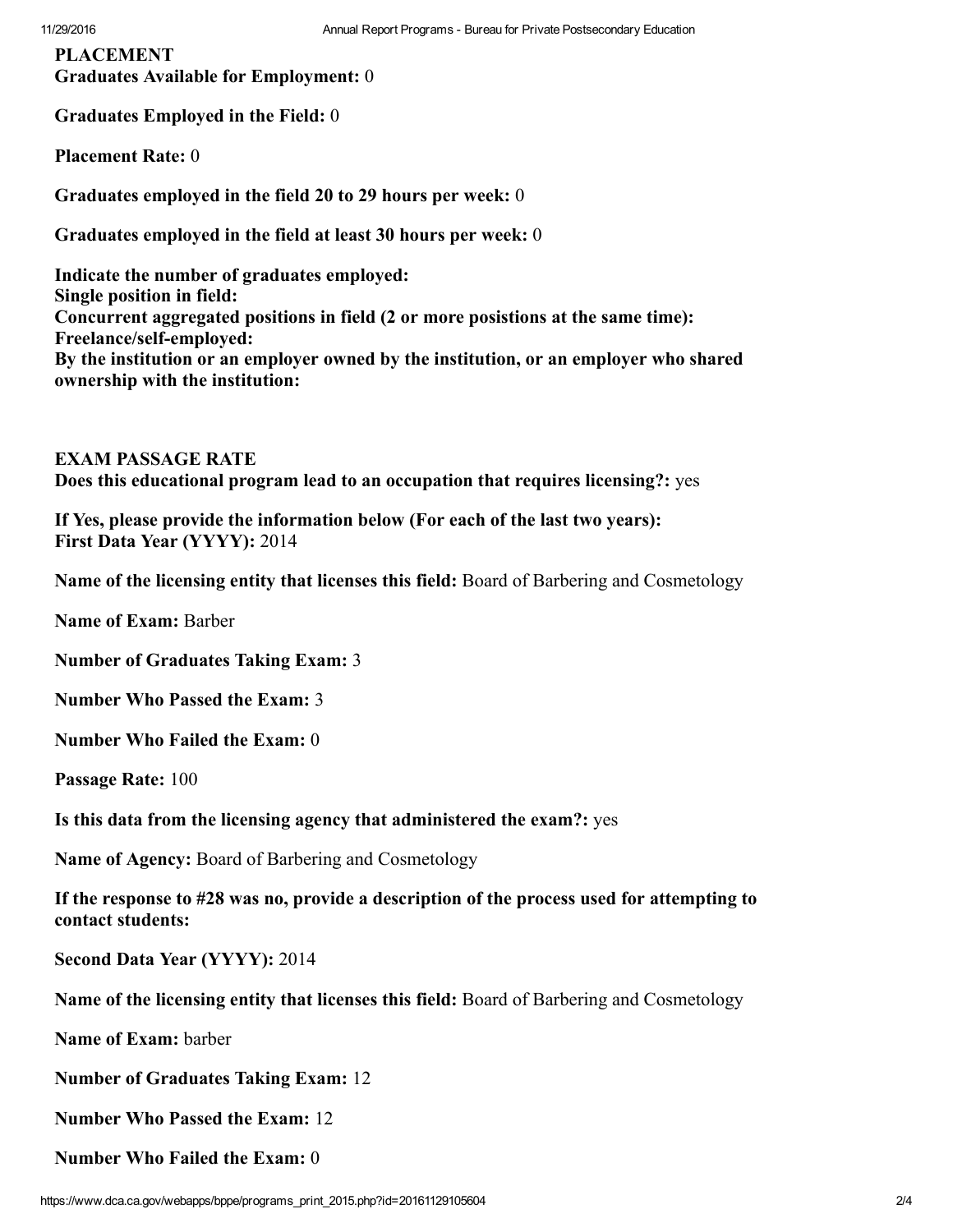**PLACEMENT**
**Graduates Available for Employment:** 0

**Graduates Employed in the Field:** 0

**Placement Rate:** 0

**Graduates employed in the field 20 to 29 hours per week:** 0

**Graduates employed in the field at least 30 hours per week:** 0

**Indicate the number of graduates employed:**
**Single position in field:**
**Concurrent aggregated positions in field (2 or more posistions at the same time):**
**Freelance/self-employed:**
**By the institution or an employer owned by the institution, or an employer who shared ownership with the institution:**

**EXAM PASSAGE RATE**
**Does this educational program lead to an occupation that requires licensing?:** yes

**If Yes, please provide the information below (For each of the last two years):**
**First Data Year (YYYY):** 2014

**Name of the licensing entity that licenses this field:** Board of Barbering and Cosmetology

**Name of Exam:** Barber

**Number of Graduates Taking Exam:** 3

**Number Who Passed the Exam:** 3

**Number Who Failed the Exam:** 0

**Passage Rate:** 100

**Is this data from the licensing agency that administered the exam?:** yes

**Name of Agency:** Board of Barbering and Cosmetology

**If the response to #28 was no, provide a description of the process used for attempting to contact students:**

**Second Data Year (YYYY):** 2014

**Name of the licensing entity that licenses this field:** Board of Barbering and Cosmetology

**Name of Exam:** barber

**Number of Graduates Taking Exam:** 12

**Number Who Passed the Exam:** 12

**Number Who Failed the Exam:** 0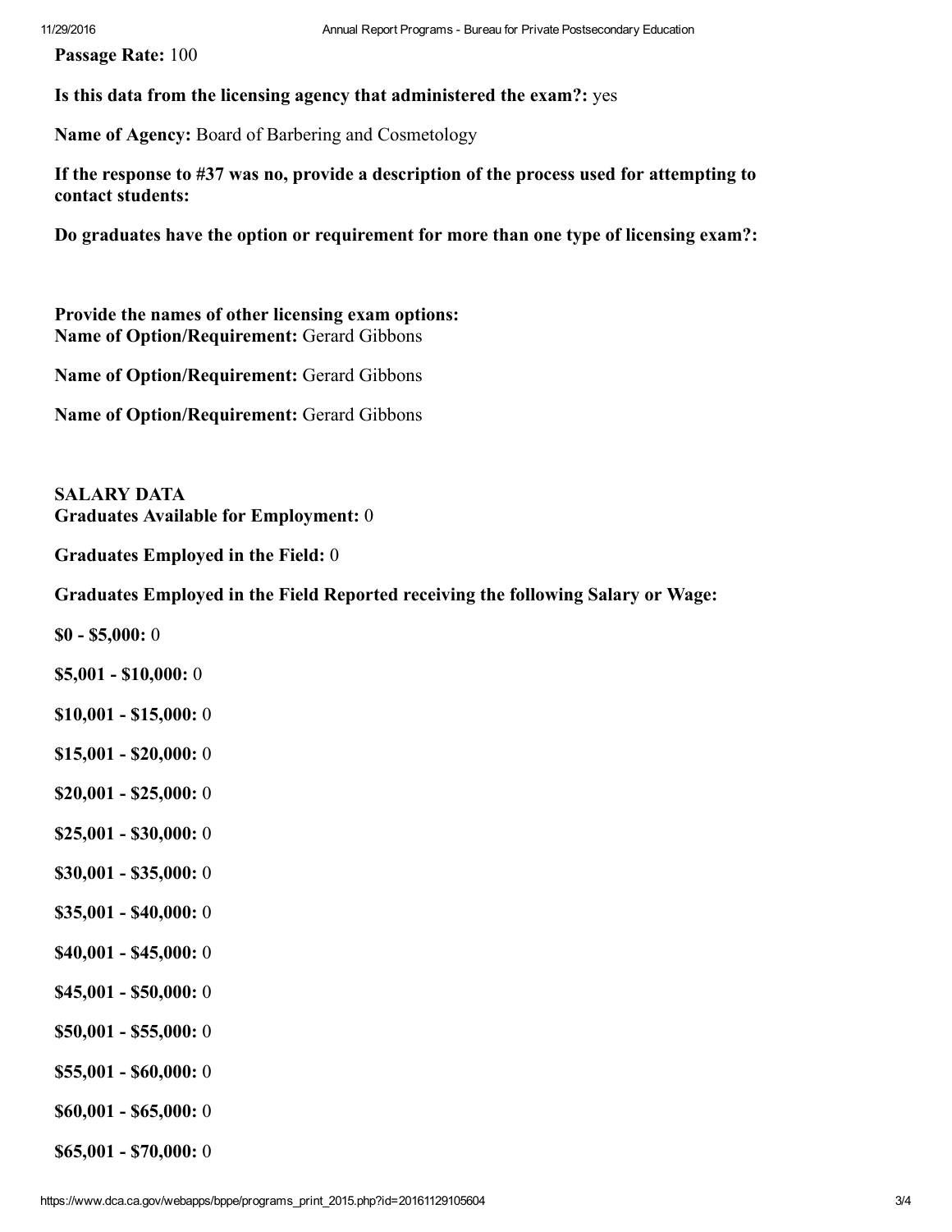**Passage Rate:** 100

**Is this data from the licensing agency that administered the exam?:** yes

**Name of Agency:** Board of Barbering and Cosmetology

**If the response to #37 was no, provide a description of the process used for attempting to contact students:**

**Do graduates have the option or requirement for more than one type of licensing exam?:**

**Provide the names of other licensing exam options:**
**Name of Option/Requirement:** Gerard Gibbons

**Name of Option/Requirement:** Gerard Gibbons

**Name of Option/Requirement:** Gerard Gibbons

**SALARY DATA**
**Graduates Available for Employment:** 0

**Graduates Employed in the Field:** 0

**Graduates Employed in the Field Reported receiving the following Salary or Wage:**

**$0 - $5,000:** 0

**$5,001 - $10,000:** 0

**$10,001 - $15,000:** 0

**$15,001 - $20,000:** 0

**$20,001 - $25,000:** 0

**$25,001 - $30,000:** 0

**$30,001 - $35,000:** 0

**$35,001 - $40,000:** 0

**$40,001 - $45,000:** 0

**$45,001 - $50,000:** 0

**$50,001 - $55,000:** 0

**$55,001 - $60,000:** 0

**$60,001 - $65,000:** 0

**$65,001 - $70,000:** 0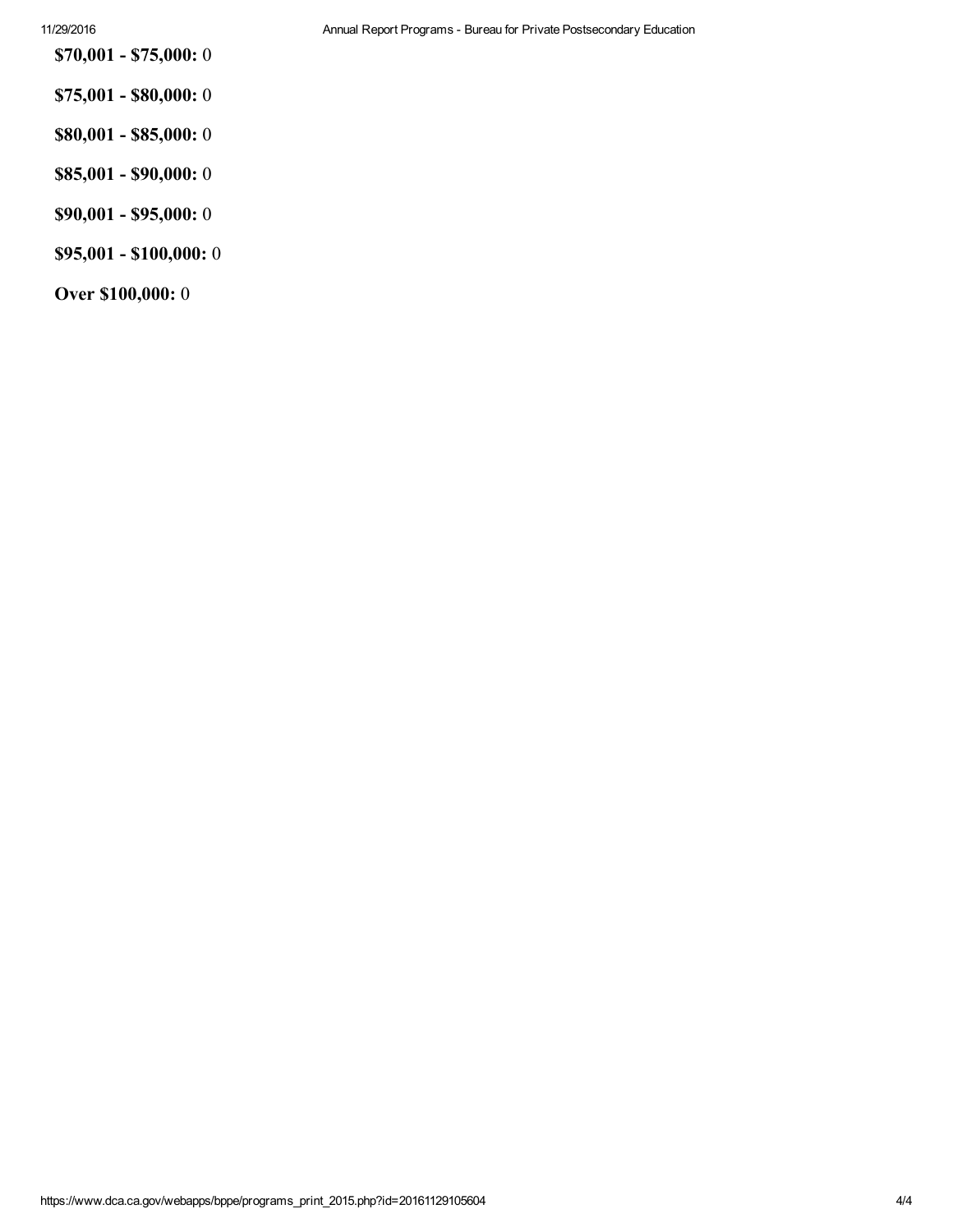**$70,001 - $75,000:** 0

**$75,001 - $80,000:** 0

**$80,001 - $85,000:** 0

**$85,001 - $90,000:** 0

**$90,001 - $95,000:** 0

**$95,001 - $100,000:** 0

**Over $100,000:** 0